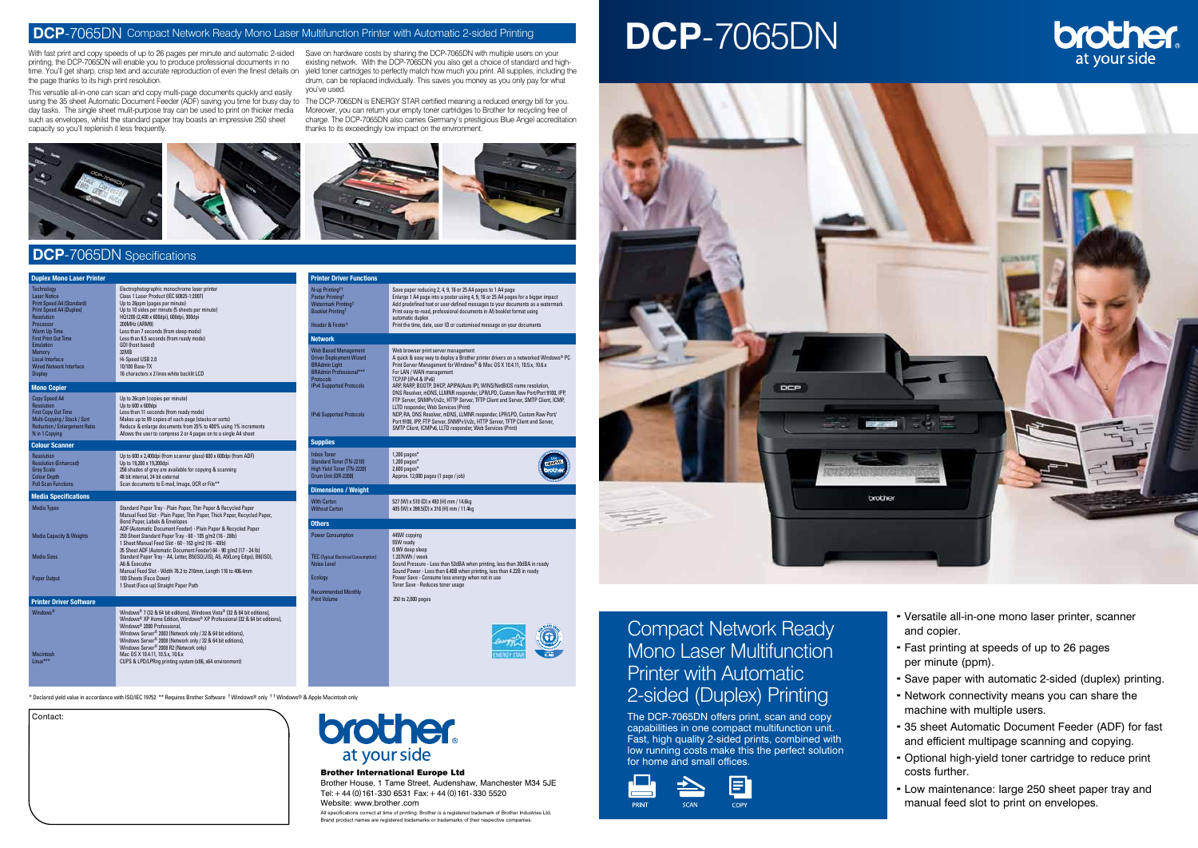# DCP-7065DN Compact Network Ready Mono Laser Multifunction Printer with Automatic 2-sided Printing

With fast print and copy speeds of up to 26 pages per minute and automatic 2-sided printing, the DCP-7065DN will enable you to produce professional documents in no time. You'll get sharp, crisp text and accurate reproduction of even the finest details on the page thanks to its high print resolution.

This versatile all-in-one can scan and copy multi-page documents quickly and easily using the 35 sheet Automatic Document Feeder (ADF) saving you time for busy day to day tasks. The single sheet multi-purpose tray can be used to print on thicker media such as envelopes, whilst the standard paper tray boasts an impressive 250 sheet capacity so you'll replenish it less frequently.

Save on hardware costs by sharing the DCP-7065DN with multiple users on your existing network. With the DCP-7065DN you also get a choice of standard and high-yield toner cartridges to perfectly match how much you print. All supplies, including the drum, can be replaced individually. This saves you money as you only pay for what you've used.

The DCP-7065DN is ENERGY STAR certified meaning a reduced energy bill for you. Moreover, you can return your empty toner cartridges to Brother for recycling free of charge. The DCP-7065DN also carries Germany's prestigious Blue Angel accreditation thanks to its exceedingly low impact on the environment.

## DCP-7065DN Specifications

| Duplex Mono Laser Printer | |
|---|---|
| Technology | Electrophotographic monochrome laser printer |
| Laser Notice | Class 1 Laser Product (IEC 60825-1:2007) |
| Print Speed A4 (Standard) | Up to 26ppm (pages per minute) |
| Print Speed A4 (Duplex) | Up to 10 sides per minute (5 sheets per minute) |
| Resolution | HQ1200 (2,400 x 600dpi), 600dpi, 300dpi |
| Processor | 200MHz (ARM9) |
| Warm Up Time | Less than 7 seconds (from sleep mode) |
| First Print Out Time | Less than 8.5 seconds (from ready mode) |
| Emulation | GDI (host based) |
| Memory | 32MB |
| Local Interface | Hi-Speed USB 2.0 |
| Wired Network Interface | 10/100 Base-TX |
| Display | 16 characters x 2 lines white backlit LCD |

| Mono Copier | |
|---|---|
| Copy Speed A4 | Up to 26cpm (copies per minute) |
| Resolution | Up to 600 x 600dpi |
| First Copy Out Time | Less than 11 seconds (from ready mode) |
| Multi-Copying / Stack / Sort | Makes up to 99 copies of each page (stacks or sorts) |
| Reduction / Enlargement Ratio | Reduce & enlarge documents from 25% to 400% using 1% increments |
| N in 1 Copying | Allows the user to compress 2 or 4 pages on to a single A4 sheet |

| Colour Scanner | |
|---|---|
| Resolution | Up to 600 x 2,400dpi (from scanner glass) 600 x 600dpi (from ADF) |
| Resolution (Enhanced) | Up to 19,200 x 19,200dpi |
| Grey Scale | 256 shades of grey are available for copying & scanning |
| Colour Depth | 48 bit internal, 24 bit external |
| Pull Scan Functions | Scan documents to E-mail, Image, OCR or File** |

| Media Specifications | |
|---|---|
| Media Types | Standard Paper Tray - Plain Paper, Thin Paper & Recycled Paper<br>Manual Feed Slot - Plain Paper, Thin Paper, Thick Paper, Recycled Paper, Bond Paper, Labels & Envelopes<br>ADF (Automatic Document Feeder) - Plain Paper & Recycled Paper |
| Media Capacity & Weights | 250 Sheet Standard Paper Tray - 60 - 105 g/m2 (16 - 28lb)<br>1 Sheet Manual Feed Slot - 60 - 163 g/m2 (16 - 43lb)<br>35 Sheet ADF (Automatic Document Feeder) 64 - 90 g/m2 (17 - 24 lb) |
| Media Sizes | Standard Paper Tray - A4, Letter, B5(ISO/JIS), A5, A5(Long Edge), B6(ISO), A6 & Executive<br>Manual Feed Slot - Width 76.2 to 216mm, Length 116 to 406.4mm |
| Paper Output | 100 Sheets (Face Down)<br>1 Sheet (Face up) Straight Paper Path |

| Printer Driver Software | |
|---|---|
| Windows® | Windows® 7 (32 & 64 bit editions), Windows Vista® (32 & 64 bit editions), Windows® XP Home Edition, Windows® XP Professional (32 & 64 bit editions), Windows® 2000 Professional, Windows Server® 2003 (Network only / 32 & 64 bit editions), Windows Server® 2008 (Network only / 32 & 64 bit editions), Windows Server® 2008 R2 (Network only) |
| Macintosh | Mac OS X 10.4.11, 10.5.x, 10.6.x |
| Linux*** | CUPS & LPD/LPRng printing system (x86, x64 environment) |

| Printer Driver Functions | |
|---|---|
| N-up Printing†1 | Save paper reducing 2, 4, 9, 16 or 25 A4 pages to 1 A4 page |
| Poster Printing† | Enlarge 1 A4 page into a poster using 4, 9, 16 or 25 A4 pages for a bigger impact |
| Watermark Printing† | Add predefined text or user-defined messages to your documents as a watermark |
| Booklet Printing† | Print easy-to-read, professional documents in A5 booklet format using automatic duplex |
| Header & Footer† | Print the time, date, user ID or customised message on your documents |

| Network | |
|---|---|
| Web Based Management | Web browser print server management |
| Driver Deployment Wizard | A quick & easy way to deploy a Brother printer drivers on a networked Windows® PC |
| BRAdmin Light | Print Server Management for Windows® & Mac OS X 10.4.11, 10.5.x, 10.6.x |
| BRAdmin Professional*** | For LAN / WAN management |
| Protocols | TCP/IP (IPv4 & IPv6) |
| IPv4 Supported Protocols | ARP, RARP, BOOTP, DHCP, APIPA(Auto IP), WINS/NetBIOS name resolution, DNS Resolver, mDNS, LLMNR responder, LPR/LPD, Custom Raw Port/Port 9100, IPP, FTP Server, SNMPv1/v2c, HTTP Server, TFTP Client and Server, SMTP Client, ICMP, LLTD responder, Web Services (Print) |
| IPv6 Supported Protocols | NDP, RA, DNS Resolver, mDNS, LLMNR responder, LPR/LPD, Custom Raw Port/Port 9100, IPP, FTP Server, SNMPv1/v2c, HTTP Server, TFTP Client and Server, SMTP Client, ICMPv6, LLTD responder, Web Services (Print) |

| Supplies | |
|---|---|
| Inbox Toner | 1,200 pages* |
| Standard Toner (TN-2210) | 1,200 pages* |
| High Yield Toner (TN-2220) | 2,600 pages* |
| Drum Unit (DR-2200) | Approx. 12,000 pages (1 page / job) |

| Dimensions / Weight | |
|---|---|
| With Carton | 527 (W) x 510 (D) x 493 (H) mm / 14.6kg |
| Without Carton | 405 (W) x 398.5(D) x 316 (H) mm / 11.4kg |

| Others | |
|---|---|
| Power Consumption | 445W copying<br>55W ready<br>0.9W deep sleep |
| TEC (Typical Electrical Consumption) | 1.337kWh / week |
| Noise Level | Sound Pressure - Less than 53dBA when printing, less than 30dBA in ready<br>Sound Power - Less than 6.40B when printing, less than 4.22B in ready |
| Ecology | Power Save - Consume less energy when not in use<br>Toner Save - Reduces toner usage |
| Recommended Monthly Print Volume | 250 to 2,000 pages |

\* Declared yield value in accordance with ISO/IEC 19752 ** Requires Brother Software † Windows® only †1 Windows® & Apple Macintosh only

Contact:

**Brother International Europe Ltd**
Brother House, 1 Tame Street, Audenshaw, Manchester M34 5JE
Tel: + 44 (0)161-330 6531 Fax: + 44 (0)161-330 5520
Website: www.brother.com

All specifications correct at time of printing. Brother is a registered trademark of Brother Industries Ltd. Brand product names are registered trademarks or trademarks of their respective companies.

# DCP-7065DN

brother at your side

## Compact Network Ready Mono Laser Multifunction Printer with Automatic 2-sided (Duplex) Printing

The DCP-7065DN offers print, scan and copy capabilities in one compact multifunction unit. Fast, high quality 2-sided prints, combined with low running costs make this the perfect solution for home and small offices.

PRINT SCAN COPY

- Versatile all-in-one mono laser printer, scanner and copier.
- Fast printing at speeds of up to 26 pages per minute (ppm).
- Save paper with automatic 2-sided (duplex) printing.
- Network connectivity means you can share the machine with multiple users.
- 35 sheet Automatic Document Feeder (ADF) for fast and efficient multipage scanning and copying.
- Optional high-yield toner cartridge to reduce print costs further.
- Low maintenance: large 250 sheet paper tray and manual feed slot to print on envelopes.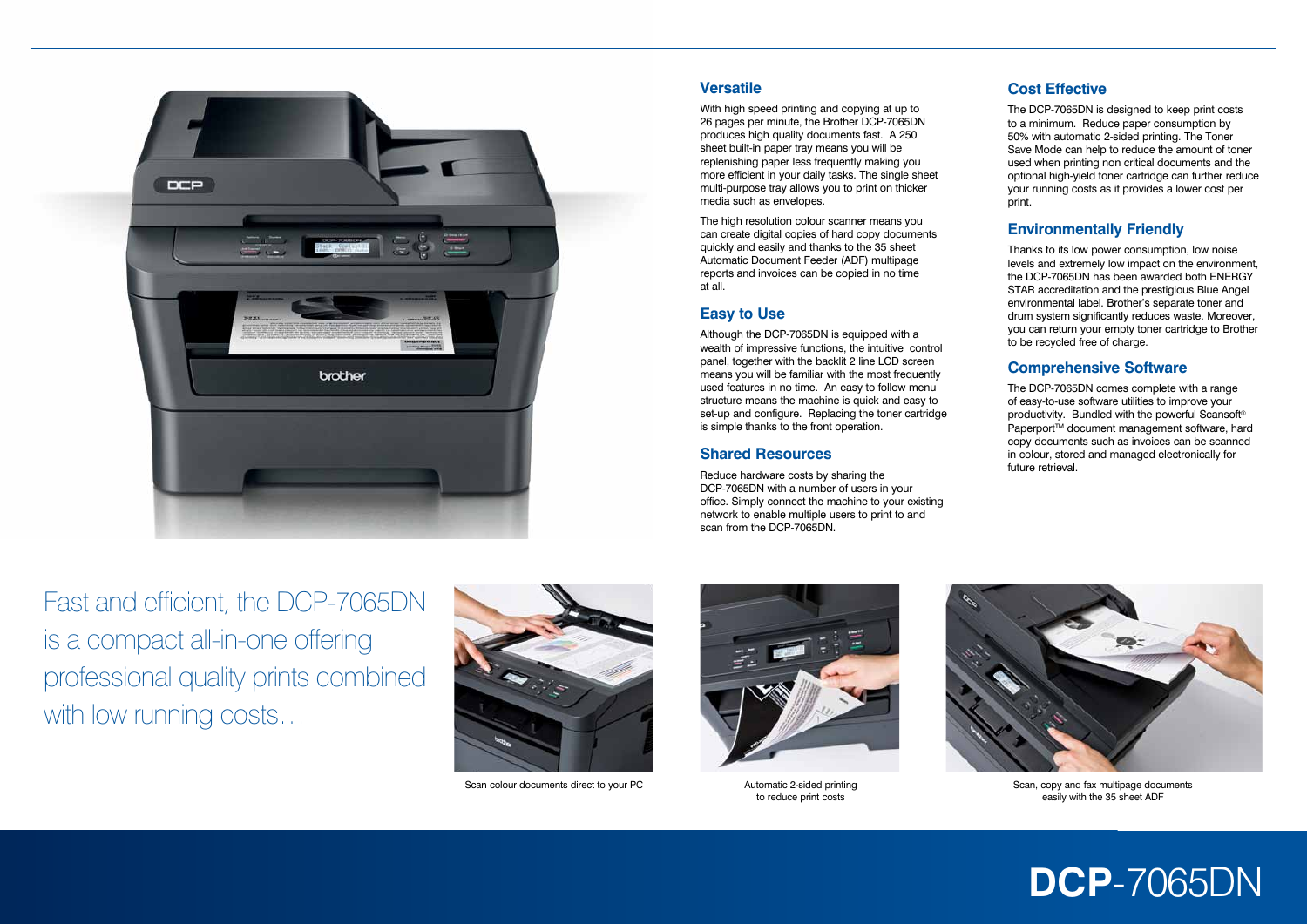## Versatile

With high speed printing and copying at up to 26 pages per minute, the Brother DCP-7065DN produces high quality documents fast. A 250 sheet built-in paper tray means you will be replenishing paper less frequently making you more efficient in your daily tasks. The single sheet multi-purpose tray allows you to print on thicker media such as envelopes.

The high resolution colour scanner means you can create digital copies of hard copy documents quickly and easily and thanks to the 35 sheet Automatic Document Feeder (ADF) multipage reports and invoices can be copied in no time at all.

## Easy to Use

Although the DCP-7065DN is equipped with a wealth of impressive functions, the intuitive control panel, together with the backlit 2 line LCD screen means you will be familiar with the most frequently used features in no time. An easy to follow menu structure means the machine is quick and easy to set-up and configure. Replacing the toner cartridge is simple thanks to the front operation.

## Shared Resources

Reduce hardware costs by sharing the DCP-7065DN with a number of users in your office. Simply connect the machine to your existing network to enable multiple users to print to and scan from the DCP-7065DN.

## Cost Effective

The DCP-7065DN is designed to keep print costs to a minimum. Reduce paper consumption by 50% with automatic 2-sided printing. The Toner Save Mode can help to reduce the amount of toner used when printing non critical documents and the optional high-yield toner cartridge can further reduce your running costs as it provides a lower cost per print.

## Environmentally Friendly

Thanks to its low power consumption, low noise levels and extremely low impact on the environment, the DCP-7065DN has been awarded both ENERGY STAR accreditation and the prestigious Blue Angel environmental label. Brother's separate toner and drum system significantly reduces waste. Moreover, you can return your empty toner cartridge to Brother to be recycled free of charge.

## Comprehensive Software

The DCP-7065DN comes complete with a range of easy-to-use software utilities to improve your productivity. Bundled with the powerful Scansoft® Paperport™ document management software, hard copy documents such as invoices can be scanned in colour, stored and managed electronically for future retrieval.

Fast and efficient, the DCP-7065DN is a compact all-in-one offering professional quality prints combined with low running costs…

Scan colour documents direct to your PC

Automatic 2-sided printing to reduce print costs

Scan, copy and fax multipage documents easily with the 35 sheet ADF

**DCP**-7065DN